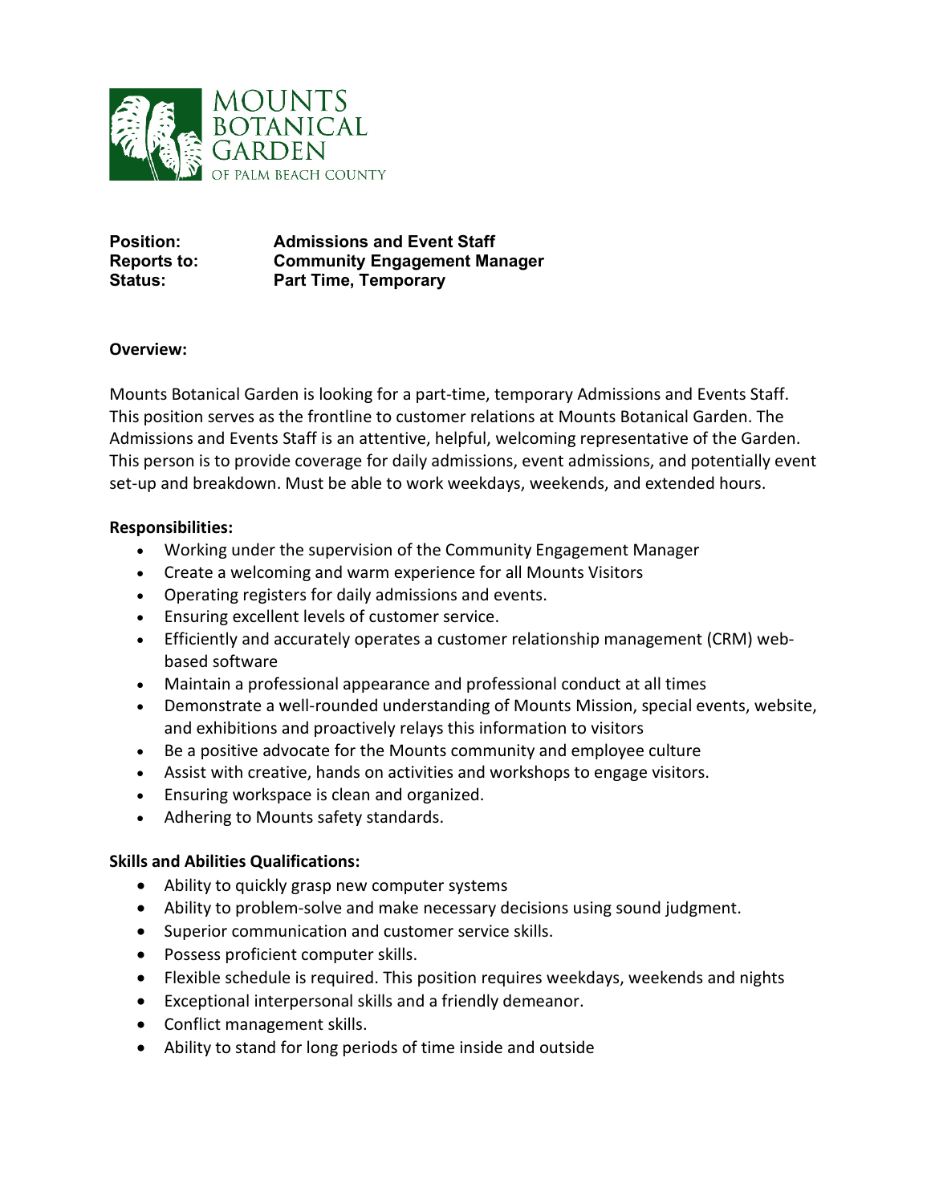MOUNTS BOTANICAL GARDEN OF PALM BEACH COUNTY

**Position:** **Admissions and Event Staff**
**Reports to:** **Community Engagement Manager**
**Status:** **Part Time, Temporary**

**Overview:**

Mounts Botanical Garden is looking for a part-time, temporary Admissions and Events Staff. This position serves as the frontline to customer relations at Mounts Botanical Garden. The Admissions and Events Staff is an attentive, helpful, welcoming representative of the Garden. This person is to provide coverage for daily admissions, event admissions, and potentially event set-up and breakdown. Must be able to work weekdays, weekends, and extended hours.

**Responsibilities:**

- Working under the supervision of the Community Engagement Manager
- Create a welcoming and warm experience for all Mounts Visitors
- Operating registers for daily admissions and events.
- Ensuring excellent levels of customer service.
- Efficiently and accurately operates a customer relationship management (CRM) web-based software
- Maintain a professional appearance and professional conduct at all times
- Demonstrate a well-rounded understanding of Mounts Mission, special events, website, and exhibitions and proactively relays this information to visitors
- Be a positive advocate for the Mounts community and employee culture
- Assist with creative, hands on activities and workshops to engage visitors.
- Ensuring workspace is clean and organized.
- Adhering to Mounts safety standards.

**Skills and Abilities Qualifications:**

- Ability to quickly grasp new computer systems
- Ability to problem-solve and make necessary decisions using sound judgment.
- Superior communication and customer service skills.
- Possess proficient computer skills.
- Flexible schedule is required. This position requires weekdays, weekends and nights
- Exceptional interpersonal skills and a friendly demeanor.
- Conflict management skills.
- Ability to stand for long periods of time inside and outside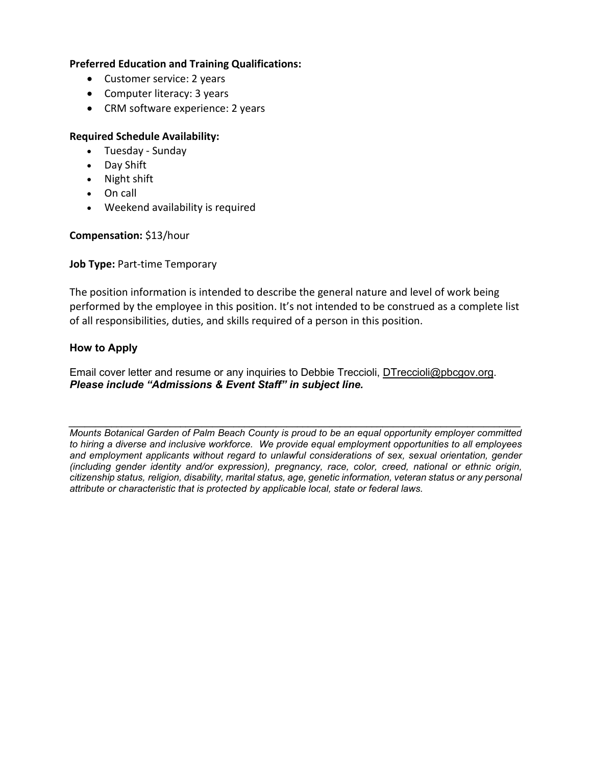**Preferred Education and Training Qualifications:**

- Customer service: 2 years
- Computer literacy: 3 years
- CRM software experience: 2 years

**Required Schedule Availability:**

- Tuesday - Sunday
- Day Shift
- Night shift
- On call
- Weekend availability is required

**Compensation:** $13/hour

**Job Type:** Part-time Temporary

The position information is intended to describe the general nature and level of work being performed by the employee in this position. It's not intended to be construed as a complete list of all responsibilities, duties, and skills required of a person in this position.

### How to Apply

Email cover letter and resume or any inquiries to Debbie Treccioli, DTreccioli@pbcgov.org.
***Please include "Admissions & Event Staff" in subject line.***

---

*Mounts Botanical Garden of Palm Beach County is proud to be an equal opportunity employer committed to hiring a diverse and inclusive workforce. We provide equal employment opportunities to all employees and employment applicants without regard to unlawful considerations of sex, sexual orientation, gender (including gender identity and/or expression), pregnancy, race, color, creed, national or ethnic origin, citizenship status, religion, disability, marital status, age, genetic information, veteran status or any personal attribute or characteristic that is protected by applicable local, state or federal laws.*